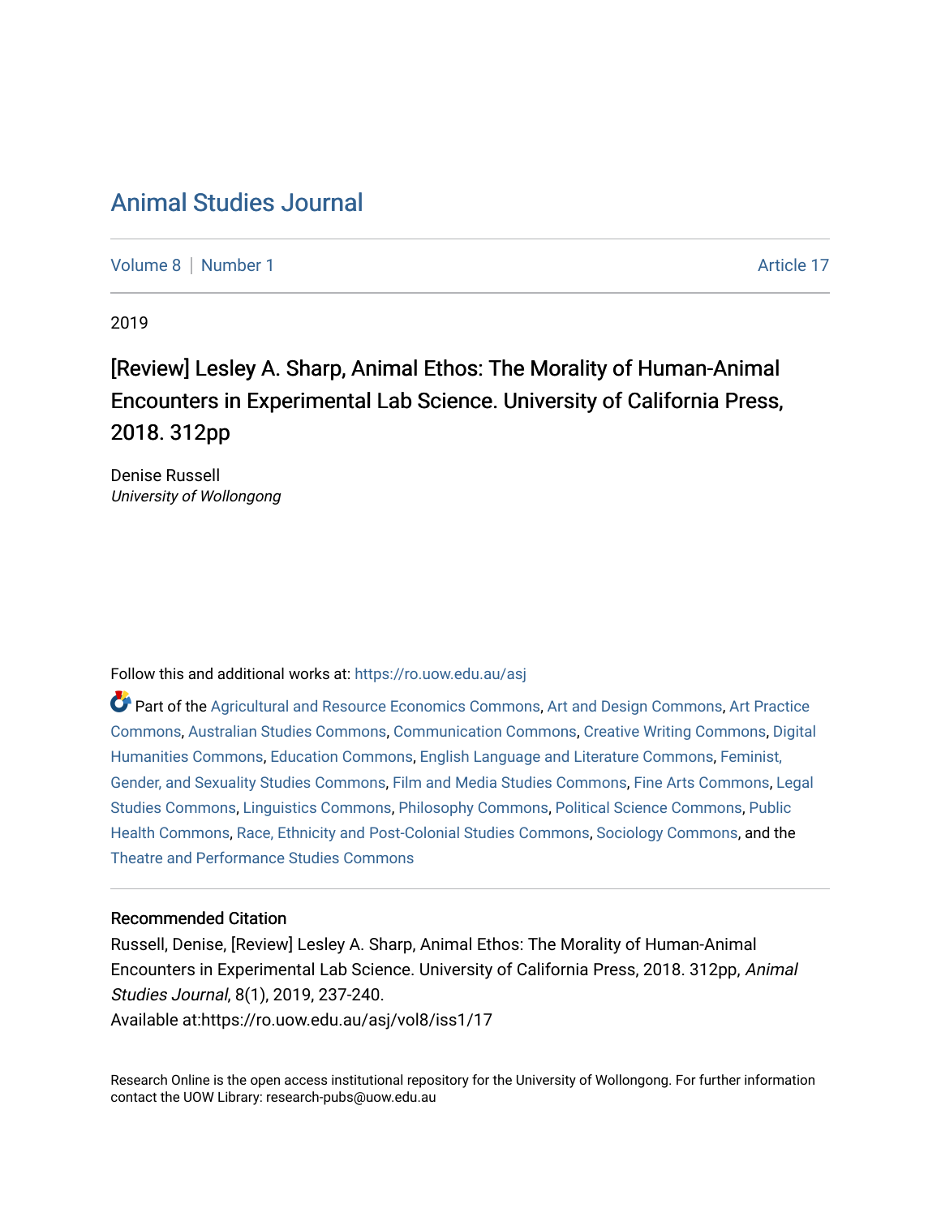# Animal Studies Journal

Volume 8 | Number 1 Article 17

2019

## [Review] Lesley A. Sharp, Animal Ethos: The Morality of Human-Animal Encounters in Experimental Lab Science. University of California Press, 2018. 312pp

Denise Russell
*University of Wollongong*

Follow this and additional works at: https://ro.uow.edu.au/asj

Part of the Agricultural and Resource Economics Commons, Art and Design Commons, Art Practice Commons, Australian Studies Commons, Communication Commons, Creative Writing Commons, Digital Humanities Commons, Education Commons, English Language and Literature Commons, Feminist, Gender, and Sexuality Studies Commons, Film and Media Studies Commons, Fine Arts Commons, Legal Studies Commons, Linguistics Commons, Philosophy Commons, Political Science Commons, Public Health Commons, Race, Ethnicity and Post-Colonial Studies Commons, Sociology Commons, and the Theatre and Performance Studies Commons

### Recommended Citation

Russell, Denise, [Review] Lesley A. Sharp, Animal Ethos: The Morality of Human-Animal Encounters in Experimental Lab Science. University of California Press, 2018. 312pp, *Animal Studies Journal*, 8(1), 2019, 237-240.
Available at:https://ro.uow.edu.au/asj/vol8/iss1/17

Research Online is the open access institutional repository for the University of Wollongong. For further information contact the UOW Library: research-pubs@uow.edu.au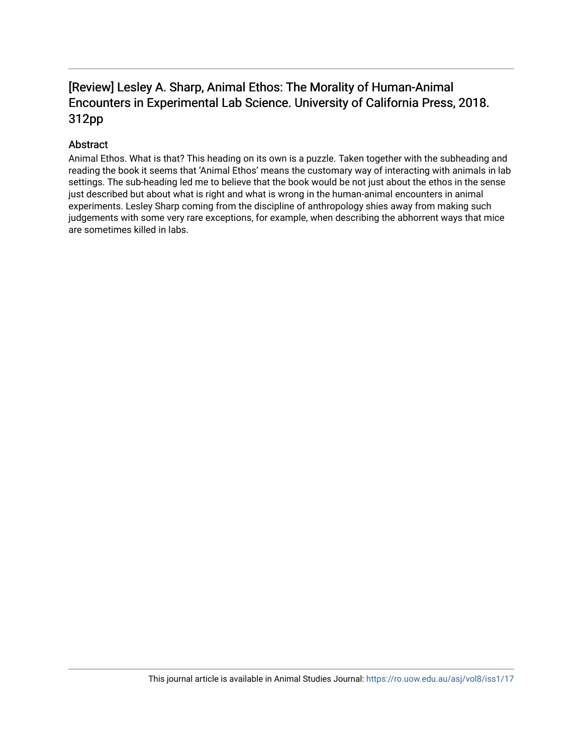# [Review] Lesley A. Sharp, Animal Ethos: The Morality of Human-Animal Encounters in Experimental Lab Science. University of California Press, 2018. 312pp

## Abstract

Animal Ethos. What is that? This heading on its own is a puzzle. Taken together with the subheading and reading the book it seems that 'Animal Ethos' means the customary way of interacting with animals in lab settings. The sub-heading led me to believe that the book would be not just about the ethos in the sense just described but about what is right and what is wrong in the human-animal encounters in animal experiments. Lesley Sharp coming from the discipline of anthropology shies away from making such judgements with some very rare exceptions, for example, when describing the abhorrent ways that mice are sometimes killed in labs.

This journal article is available in Animal Studies Journal: https://ro.uow.edu.au/asj/vol8/iss1/17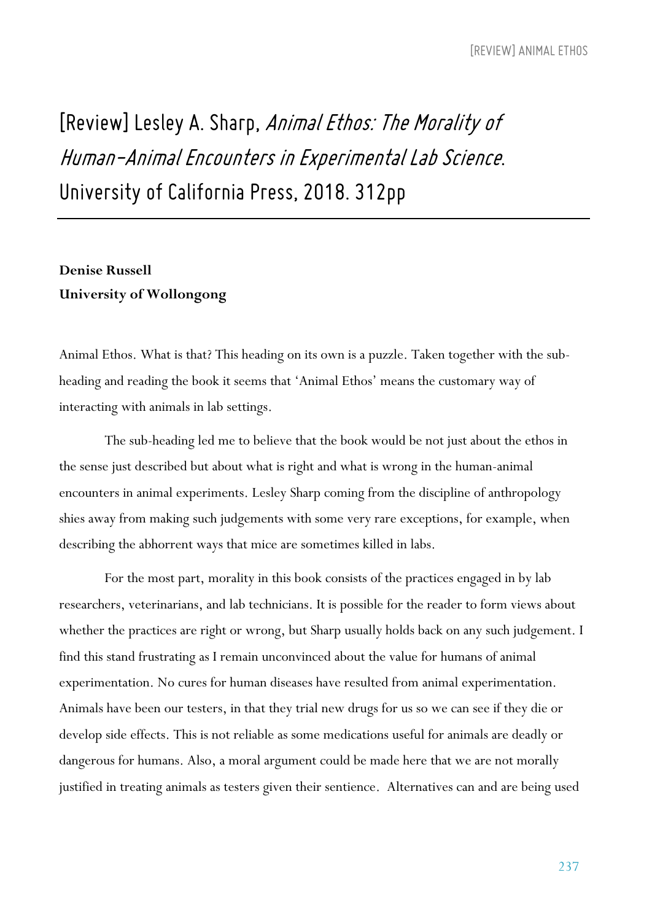# [Review] Lesley A. Sharp, *Animal Ethos: The Morality of Human-Animal Encounters in Experimental Lab Science*. University of California Press, 2018. 312pp

**Denise Russell**
**University of Wollongong**

Animal Ethos. What is that? This heading on its own is a puzzle. Taken together with the sub-heading and reading the book it seems that 'Animal Ethos' means the customary way of interacting with animals in lab settings.

The sub-heading led me to believe that the book would be not just about the ethos in the sense just described but about what is right and what is wrong in the human-animal encounters in animal experiments. Lesley Sharp coming from the discipline of anthropology shies away from making such judgements with some very rare exceptions, for example, when describing the abhorrent ways that mice are sometimes killed in labs.

For the most part, morality in this book consists of the practices engaged in by lab researchers, veterinarians, and lab technicians. It is possible for the reader to form views about whether the practices are right or wrong, but Sharp usually holds back on any such judgement. I find this stand frustrating as I remain unconvinced about the value for humans of animal experimentation. No cures for human diseases have resulted from animal experimentation. Animals have been our testers, in that they trial new drugs for us so we can see if they die or develop side effects. This is not reliable as some medications useful for animals are deadly or dangerous for humans. Also, a moral argument could be made here that we are not morally justified in treating animals as testers given their sentience. Alternatives can and are being used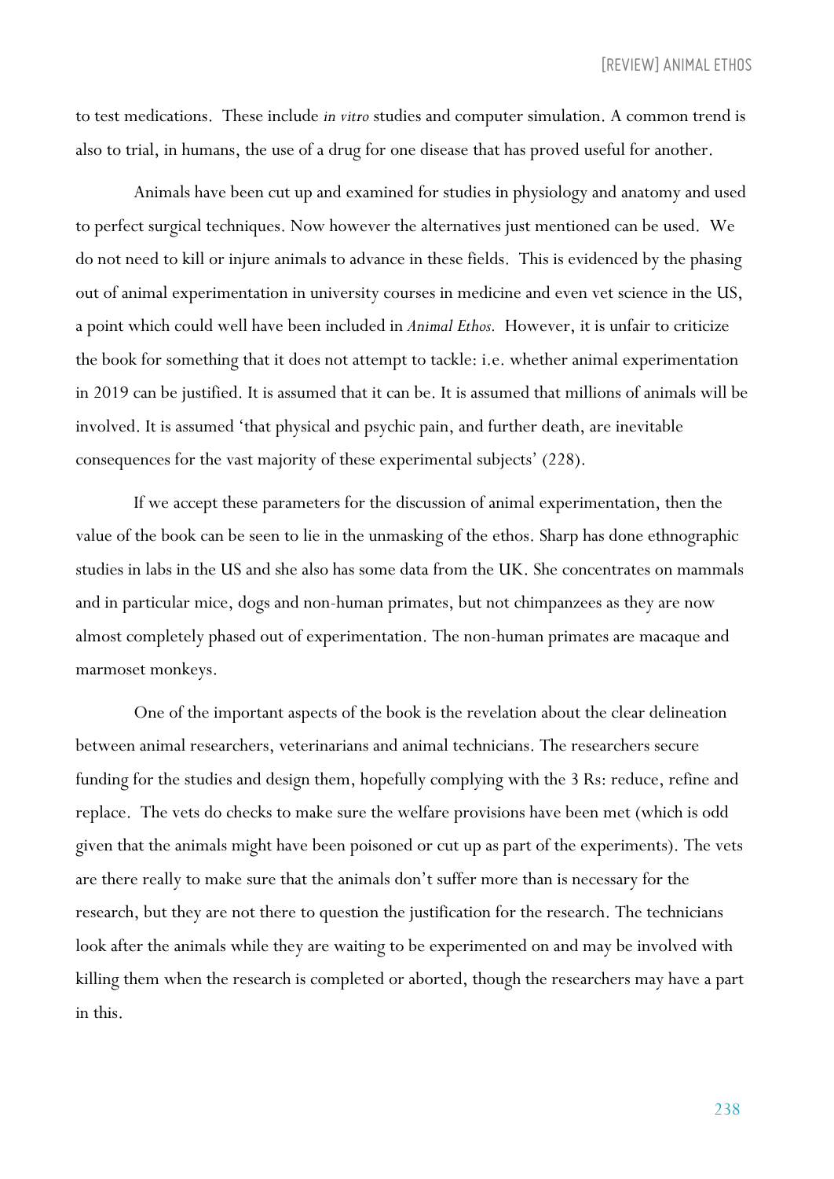to test medications. These include *in vitro* studies and computer simulation. A common trend is also to trial, in humans, the use of a drug for one disease that has proved useful for another.

Animals have been cut up and examined for studies in physiology and anatomy and used to perfect surgical techniques. Now however the alternatives just mentioned can be used. We do not need to kill or injure animals to advance in these fields. This is evidenced by the phasing out of animal experimentation in university courses in medicine and even vet science in the US, a point which could well have been included in *Animal Ethos.* However, it is unfair to criticize the book for something that it does not attempt to tackle: i.e. whether animal experimentation in 2019 can be justified. It is assumed that it can be. It is assumed that millions of animals will be involved. It is assumed 'that physical and psychic pain, and further death, are inevitable consequences for the vast majority of these experimental subjects' (228).

If we accept these parameters for the discussion of animal experimentation, then the value of the book can be seen to lie in the unmasking of the ethos. Sharp has done ethnographic studies in labs in the US and she also has some data from the UK. She concentrates on mammals and in particular mice, dogs and non-human primates, but not chimpanzees as they are now almost completely phased out of experimentation. The non-human primates are macaque and marmoset monkeys.

One of the important aspects of the book is the revelation about the clear delineation between animal researchers, veterinarians and animal technicians. The researchers secure funding for the studies and design them, hopefully complying with the 3 Rs: reduce, refine and replace. The vets do checks to make sure the welfare provisions have been met (which is odd given that the animals might have been poisoned or cut up as part of the experiments). The vets are there really to make sure that the animals don't suffer more than is necessary for the research, but they are not there to question the justification for the research. The technicians look after the animals while they are waiting to be experimented on and may be involved with killing them when the research is completed or aborted, though the researchers may have a part in this.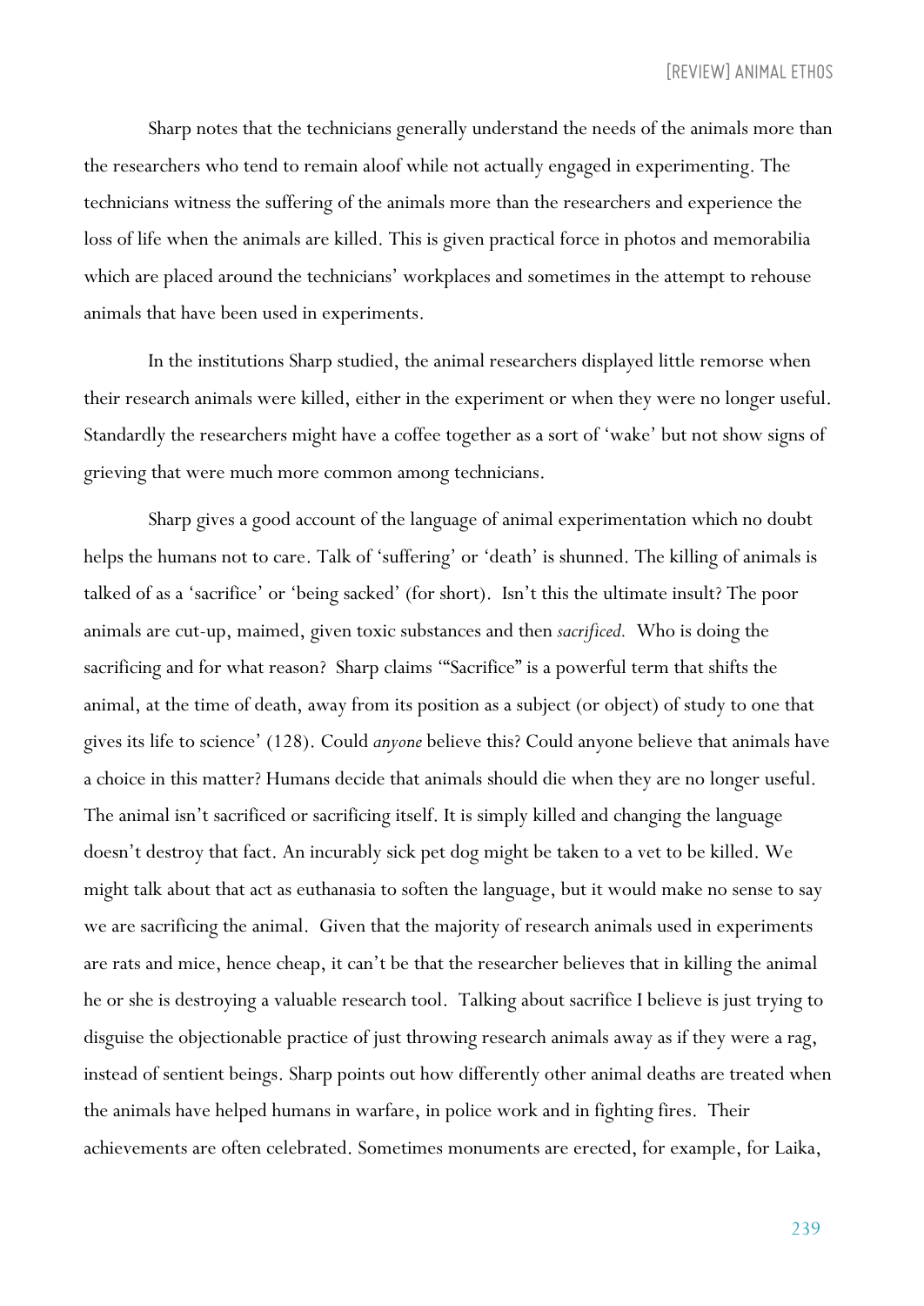Sharp notes that the technicians generally understand the needs of the animals more than the researchers who tend to remain aloof while not actually engaged in experimenting. The technicians witness the suffering of the animals more than the researchers and experience the loss of life when the animals are killed. This is given practical force in photos and memorabilia which are placed around the technicians' workplaces and sometimes in the attempt to rehouse animals that have been used in experiments.

In the institutions Sharp studied, the animal researchers displayed little remorse when their research animals were killed, either in the experiment or when they were no longer useful. Standardly the researchers might have a coffee together as a sort of 'wake' but not show signs of grieving that were much more common among technicians.

Sharp gives a good account of the language of animal experimentation which no doubt helps the humans not to care. Talk of 'suffering' or 'death' is shunned. The killing of animals is talked of as a 'sacrifice' or 'being sacked' (for short). Isn't this the ultimate insult? The poor animals are cut-up, maimed, given toxic substances and then *sacrificed.* Who is doing the sacrificing and for what reason? Sharp claims '"Sacrifice" is a powerful term that shifts the animal, at the time of death, away from its position as a subject (or object) of study to one that gives its life to science' (128). Could *anyone* believe this? Could anyone believe that animals have a choice in this matter? Humans decide that animals should die when they are no longer useful. The animal isn't sacrificed or sacrificing itself. It is simply killed and changing the language doesn't destroy that fact. An incurably sick pet dog might be taken to a vet to be killed. We might talk about that act as euthanasia to soften the language, but it would make no sense to say we are sacrificing the animal. Given that the majority of research animals used in experiments are rats and mice, hence cheap, it can't be that the researcher believes that in killing the animal he or she is destroying a valuable research tool. Talking about sacrifice I believe is just trying to disguise the objectionable practice of just throwing research animals away as if they were a rag, instead of sentient beings. Sharp points out how differently other animal deaths are treated when the animals have helped humans in warfare, in police work and in fighting fires. Their achievements are often celebrated. Sometimes monuments are erected, for example, for Laika,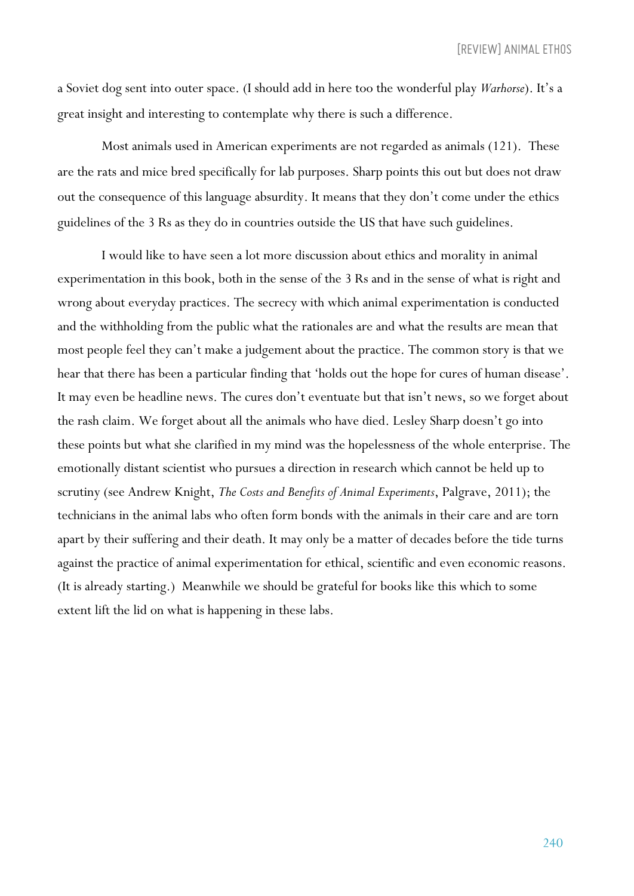a Soviet dog sent into outer space. (I should add in here too the wonderful play *Warhorse*). It's a great insight and interesting to contemplate why there is such a difference.

Most animals used in American experiments are not regarded as animals (121). These are the rats and mice bred specifically for lab purposes. Sharp points this out but does not draw out the consequence of this language absurdity. It means that they don't come under the ethics guidelines of the 3 Rs as they do in countries outside the US that have such guidelines.

I would like to have seen a lot more discussion about ethics and morality in animal experimentation in this book, both in the sense of the 3 Rs and in the sense of what is right and wrong about everyday practices. The secrecy with which animal experimentation is conducted and the withholding from the public what the rationales are and what the results are mean that most people feel they can't make a judgement about the practice. The common story is that we hear that there has been a particular finding that 'holds out the hope for cures of human disease'. It may even be headline news. The cures don't eventuate but that isn't news, so we forget about the rash claim. We forget about all the animals who have died. Lesley Sharp doesn't go into these points but what she clarified in my mind was the hopelessness of the whole enterprise. The emotionally distant scientist who pursues a direction in research which cannot be held up to scrutiny (see Andrew Knight, *The Costs and Benefits of Animal Experiments*, Palgrave, 2011); the technicians in the animal labs who often form bonds with the animals in their care and are torn apart by their suffering and their death. It may only be a matter of decades before the tide turns against the practice of animal experimentation for ethical, scientific and even economic reasons. (It is already starting.) Meanwhile we should be grateful for books like this which to some extent lift the lid on what is happening in these labs.